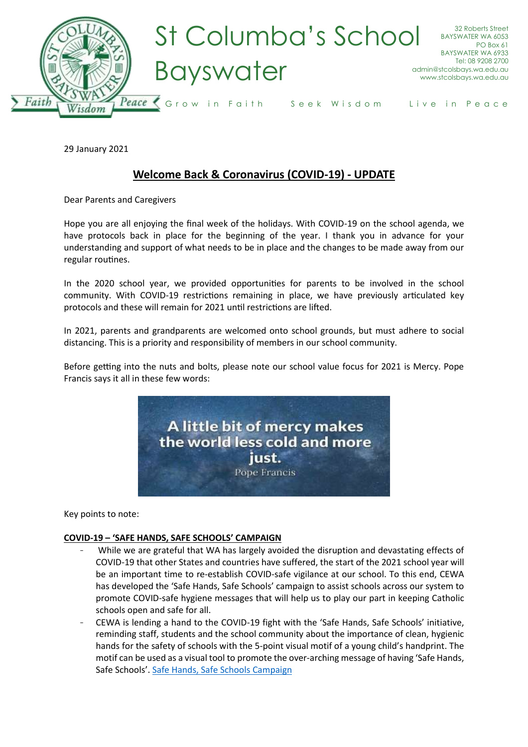# St Columba's School Bayswater

32 Roberts Street
BAYSWATER WA 6053
PO Box 61
BAYSWATER WA 6933
Tel: 08 9208 2700
admin@stcolsbays.wa.edu.au
www.stcolsbays.wa.edu.au

Grow in Faith Seek Wisdom Live in Peace

29 January 2021

## Welcome Back & Coronavirus (COVID-19) - UPDATE

Dear Parents and Caregivers

Hope you are all enjoying the final week of the holidays. With COVID-19 on the school agenda, we have protocols back in place for the beginning of the year. I thank you in advance for your understanding and support of what needs to be in place and the changes to be made away from our regular routines.

In the 2020 school year, we provided opportunities for parents to be involved in the school community. With COVID-19 restrictions remaining in place, we have previously articulated key protocols and these will remain for 2021 until restrictions are lifted.

In 2021, parents and grandparents are welcomed onto school grounds, but must adhere to social distancing. This is a priority and responsibility of members in our school community.

Before getting into the nuts and bolts, please note our school value focus for 2021 is Mercy. Pope Francis says it all in these few words:

A little bit of mercy makes the world less cold and more just.
Pope Francis

Key points to note:

**COVID-19 – 'SAFE HANDS, SAFE SCHOOLS' CAMPAIGN**

- While we are grateful that WA has largely avoided the disruption and devastating effects of COVID-19 that other States and countries have suffered, the start of the 2021 school year will be an important time to re-establish COVID-safe vigilance at our school. To this end, CEWA has developed the 'Safe Hands, Safe Schools' campaign to assist schools across our system to promote COVID-safe hygiene messages that will help us to play our part in keeping Catholic schools open and safe for all.
- CEWA is lending a hand to the COVID-19 fight with the 'Safe Hands, Safe Schools' initiative, reminding staff, students and the school community about the importance of clean, hygienic hands for the safety of schools with the 5-point visual motif of a young child's handprint. The motif can be used as a visual tool to promote the over-arching message of having 'Safe Hands, Safe Schools'. Safe Hands, Safe Schools Campaign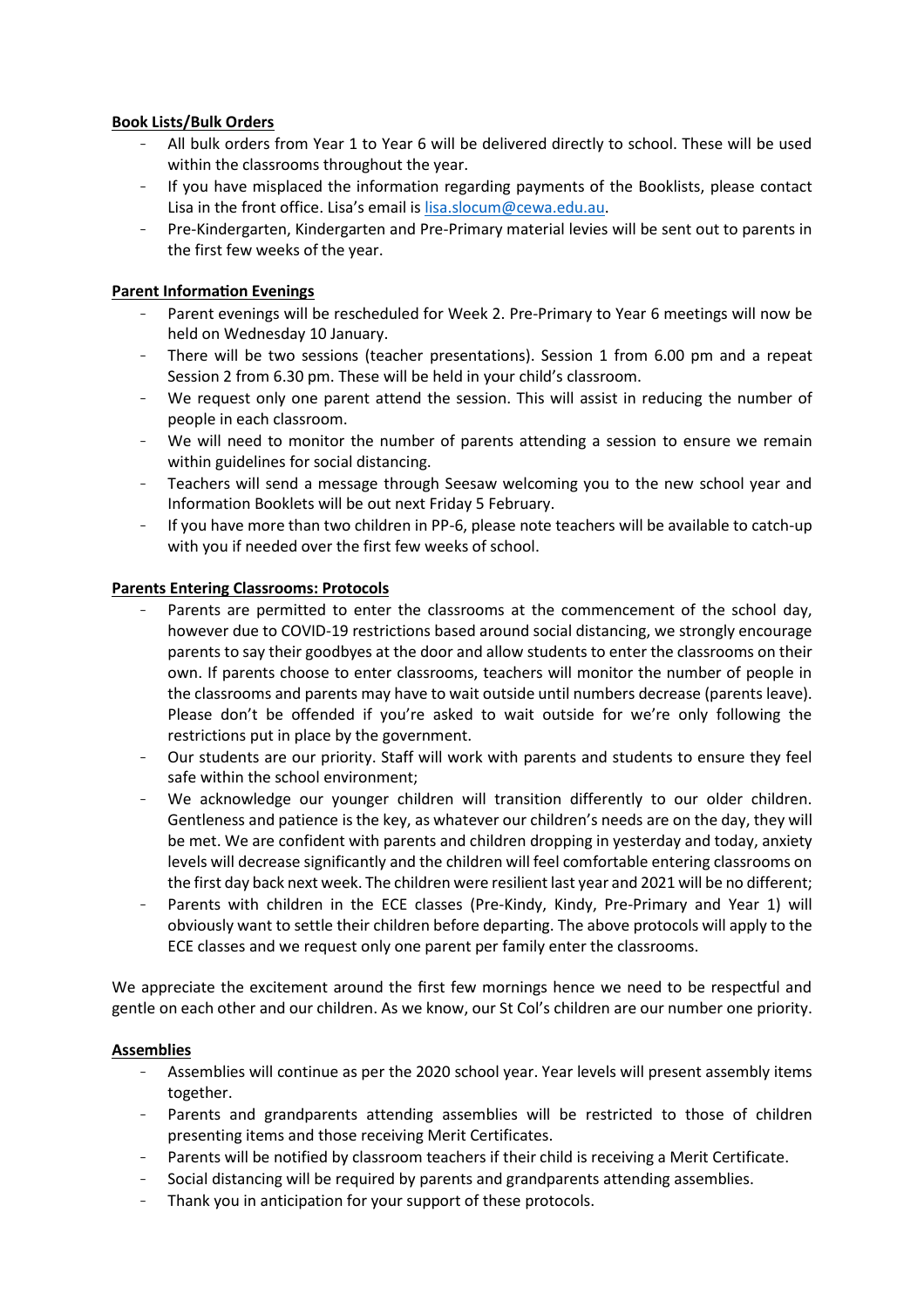**Book Lists/Bulk Orders**

- All bulk orders from Year 1 to Year 6 will be delivered directly to school. These will be used within the classrooms throughout the year.
- If you have misplaced the information regarding payments of the Booklists, please contact Lisa in the front office. Lisa's email is [lisa.slocum@cewa.edu.au](mailto:lisa.slocum@cewa.edu.au).
- Pre-Kindergarten, Kindergarten and Pre-Primary material levies will be sent out to parents in the first few weeks of the year.

**Parent Information Evenings**

- Parent evenings will be rescheduled for Week 2. Pre-Primary to Year 6 meetings will now be held on Wednesday 10 January.
- There will be two sessions (teacher presentations). Session 1 from 6.00 pm and a repeat Session 2 from 6.30 pm. These will be held in your child's classroom.
- We request only one parent attend the session. This will assist in reducing the number of people in each classroom.
- We will need to monitor the number of parents attending a session to ensure we remain within guidelines for social distancing.
- Teachers will send a message through Seesaw welcoming you to the new school year and Information Booklets will be out next Friday 5 February.
- If you have more than two children in PP-6, please note teachers will be available to catch-up with you if needed over the first few weeks of school.

**Parents Entering Classrooms: Protocols**

- Parents are permitted to enter the classrooms at the commencement of the school day, however due to COVID-19 restrictions based around social distancing, we strongly encourage parents to say their goodbyes at the door and allow students to enter the classrooms on their own. If parents choose to enter classrooms, teachers will monitor the number of people in the classrooms and parents may have to wait outside until numbers decrease (parents leave). Please don't be offended if you're asked to wait outside for we're only following the restrictions put in place by the government.
- Our students are our priority. Staff will work with parents and students to ensure they feel safe within the school environment;
- We acknowledge our younger children will transition differently to our older children. Gentleness and patience is the key, as whatever our children's needs are on the day, they will be met. We are confident with parents and children dropping in yesterday and today, anxiety levels will decrease significantly and the children will feel comfortable entering classrooms on the first day back next week. The children were resilient last year and 2021 will be no different;
- Parents with children in the ECE classes (Pre-Kindy, Kindy, Pre-Primary and Year 1) will obviously want to settle their children before departing. The above protocols will apply to the ECE classes and we request only one parent per family enter the classrooms.

We appreciate the excitement around the first few mornings hence we need to be respectful and gentle on each other and our children. As we know, our St Col's children are our number one priority.

**Assemblies**

- Assemblies will continue as per the 2020 school year. Year levels will present assembly items together.
- Parents and grandparents attending assemblies will be restricted to those of children presenting items and those receiving Merit Certificates.
- Parents will be notified by classroom teachers if their child is receiving a Merit Certificate.
- Social distancing will be required by parents and grandparents attending assemblies.
- Thank you in anticipation for your support of these protocols.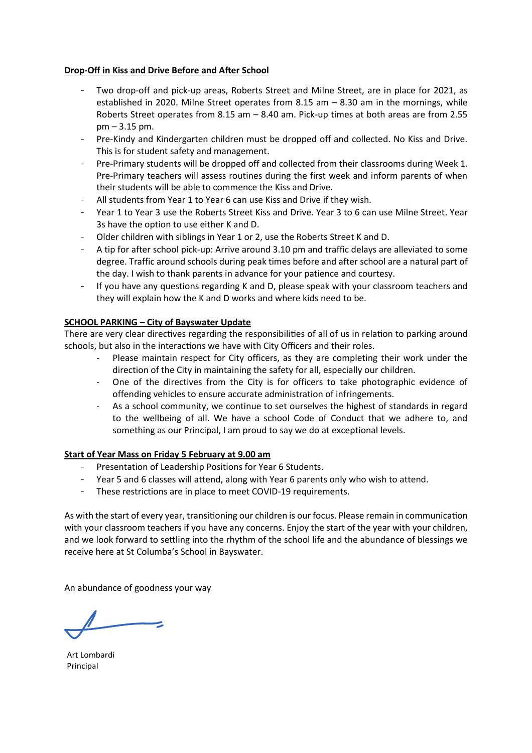**Drop-Off in Kiss and Drive Before and After School**

- Two drop-off and pick-up areas, Roberts Street and Milne Street, are in place for 2021, as established in 2020. Milne Street operates from 8.15 am – 8.30 am in the mornings, while Roberts Street operates from 8.15 am – 8.40 am. Pick-up times at both areas are from 2.55 pm – 3.15 pm.
- Pre-Kindy and Kindergarten children must be dropped off and collected. No Kiss and Drive. This is for student safety and management.
- Pre-Primary students will be dropped off and collected from their classrooms during Week 1. Pre-Primary teachers will assess routines during the first week and inform parents of when their students will be able to commence the Kiss and Drive.
- All students from Year 1 to Year 6 can use Kiss and Drive if they wish.
- Year 1 to Year 3 use the Roberts Street Kiss and Drive. Year 3 to 6 can use Milne Street. Year 3s have the option to use either K and D.
- Older children with siblings in Year 1 or 2, use the Roberts Street K and D.
- A tip for after school pick-up: Arrive around 3.10 pm and traffic delays are alleviated to some degree. Traffic around schools during peak times before and after school are a natural part of the day. I wish to thank parents in advance for your patience and courtesy.
- If you have any questions regarding K and D, please speak with your classroom teachers and they will explain how the K and D works and where kids need to be.

**SCHOOL PARKING – City of Bayswater Update**

There are very clear directives regarding the responsibilities of all of us in relation to parking around schools, but also in the interactions we have with City Officers and their roles.

- Please maintain respect for City officers, as they are completing their work under the direction of the City in maintaining the safety for all, especially our children.
- One of the directives from the City is for officers to take photographic evidence of offending vehicles to ensure accurate administration of infringements.
- As a school community, we continue to set ourselves the highest of standards in regard to the wellbeing of all. We have a school Code of Conduct that we adhere to, and something as our Principal, I am proud to say we do at exceptional levels.

**Start of Year Mass on Friday 5 February at 9.00 am**

- Presentation of Leadership Positions for Year 6 Students.
- Year 5 and 6 classes will attend, along with Year 6 parents only who wish to attend.
- These restrictions are in place to meet COVID-19 requirements.

As with the start of every year, transitioning our children is our focus. Please remain in communication with your classroom teachers if you have any concerns. Enjoy the start of the year with your children, and we look forward to settling into the rhythm of the school life and the abundance of blessings we receive here at St Columba's School in Bayswater.

An abundance of goodness your way

Art Lombardi
Principal